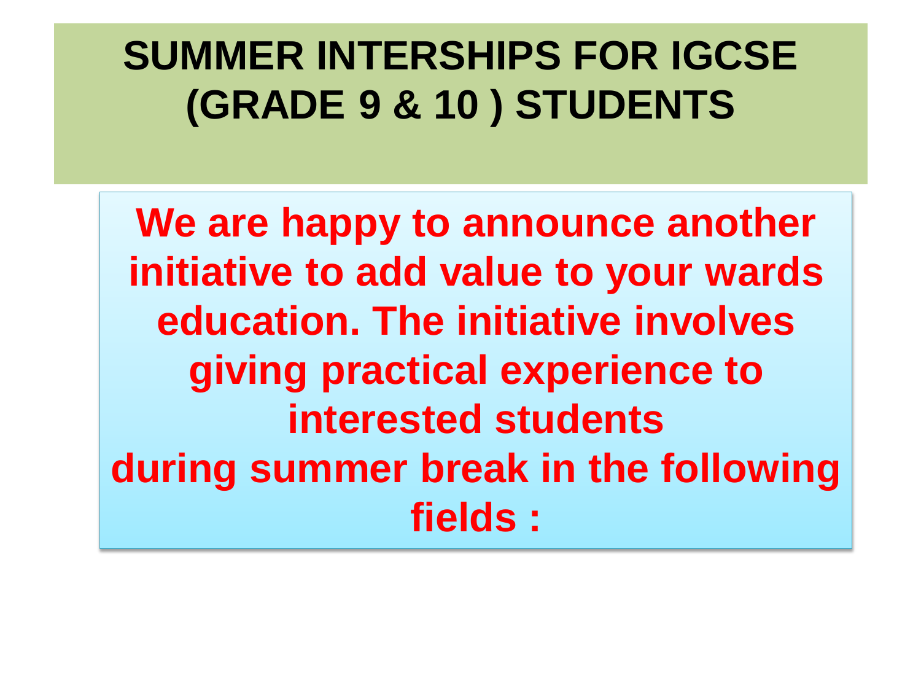# SUMMER INTERSHIPS FOR IGCSE (GRADE 9 & 10 ) STUDENTS

**We are happy to announce another initiative to add value to your wards education. The initiative involves giving practical experience to interested students during summer break in the following fields :**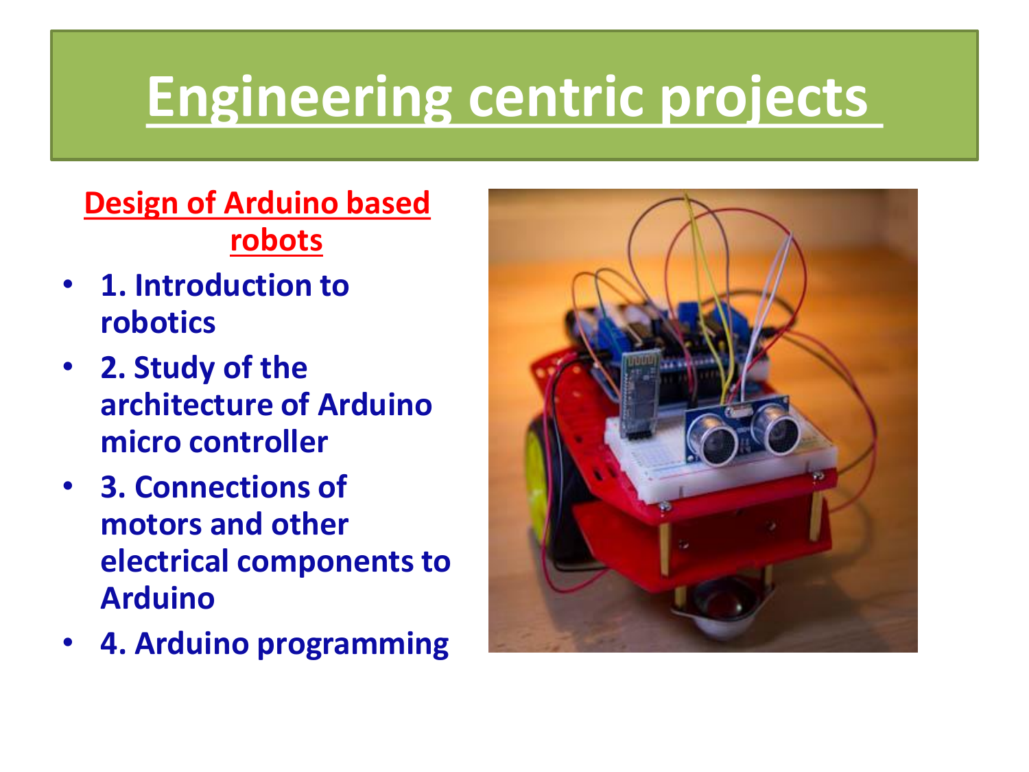# Engineering centric projects

## Design of Arduino based robots

- 1. Introduction to robotics
- 2. Study of the architecture of Arduino micro controller
- 3. Connections of motors and other electrical components to Arduino
- 4. Arduino programming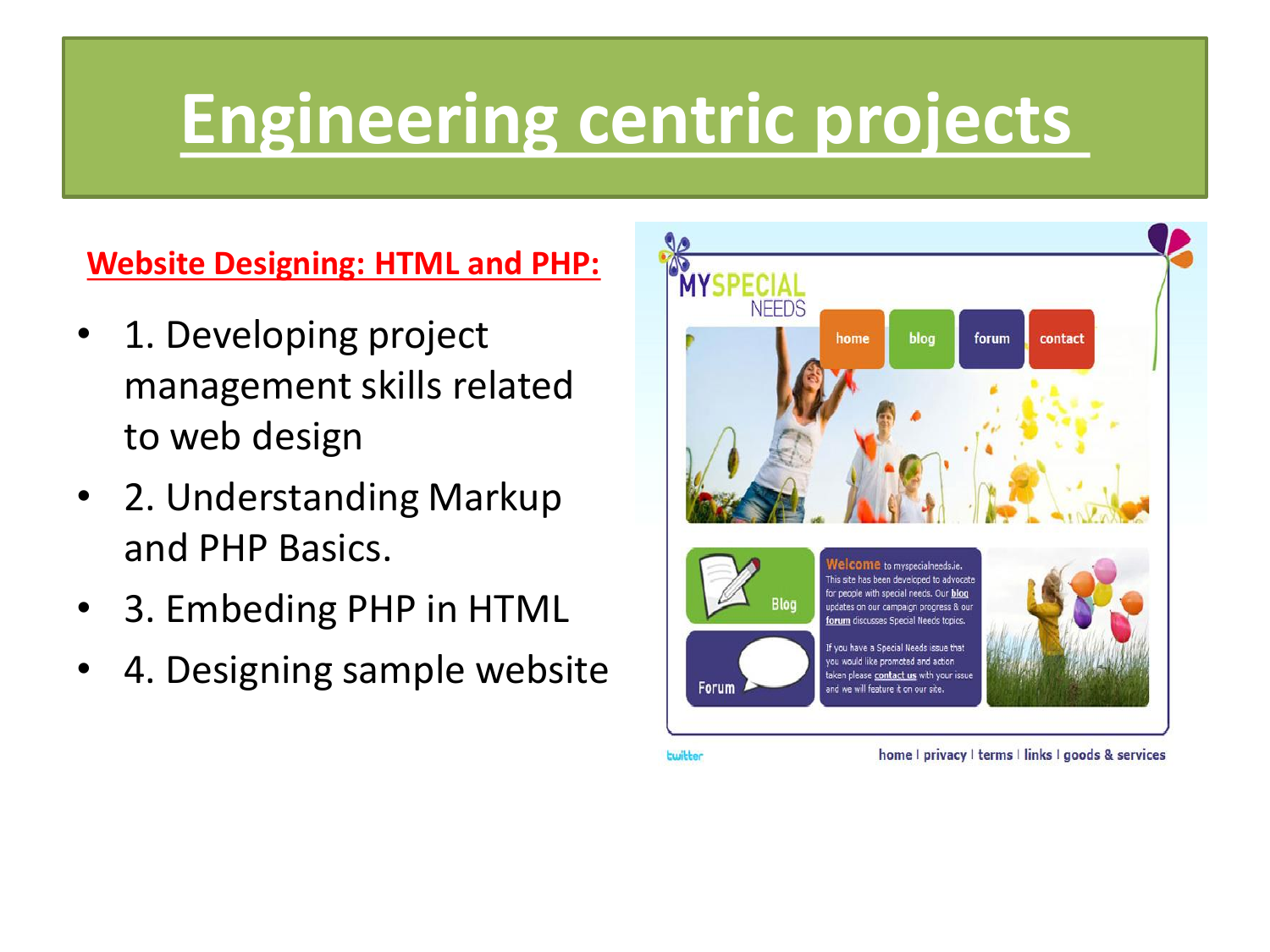# Engineering centric projects

**Website Designing: HTML and PHP:**

- 1. Developing project management skills related to web design
- 2. Understanding Markup and PHP Basics.
- 3. Embeding PHP in HTML
- 4. Designing sample website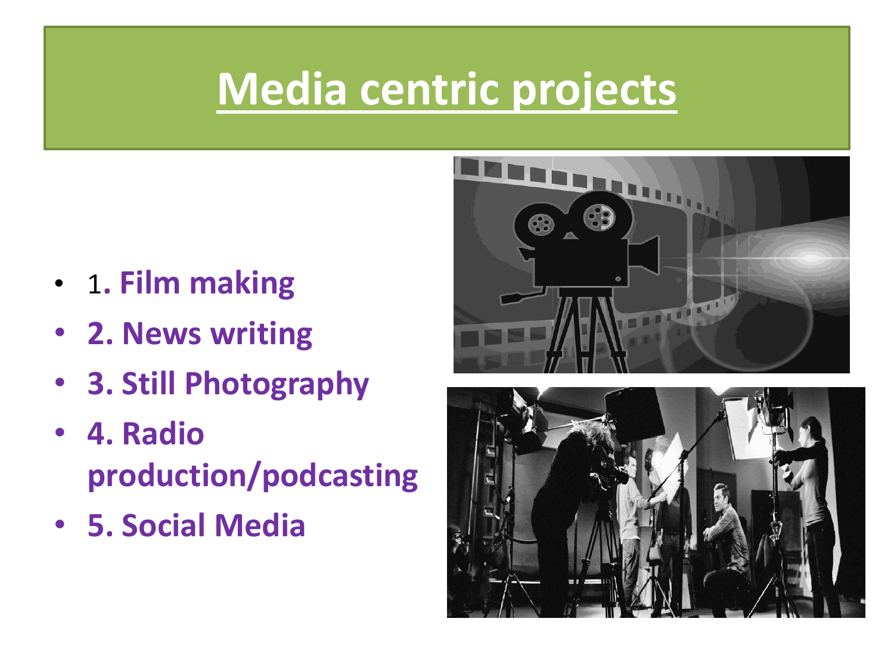# Media centric projects

- 1**. Film making**
- **2. News writing**
- **3. Still Photography**
- **4. Radio production/podcasting**
- **5. Social Media**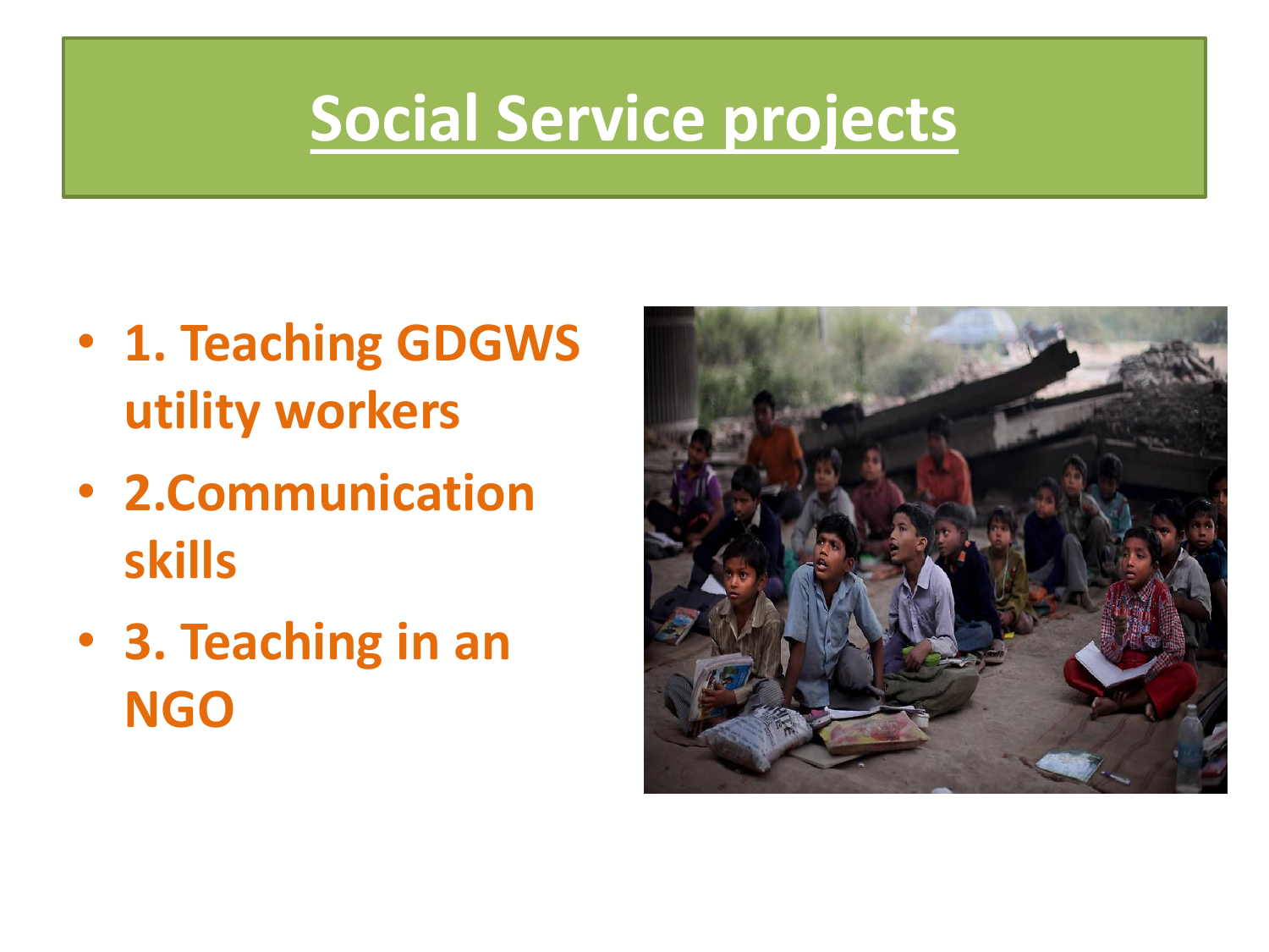# Social Service projects

- 1. Teaching GDGWS utility workers
- 2.Communication skills
- 3. Teaching in an NGO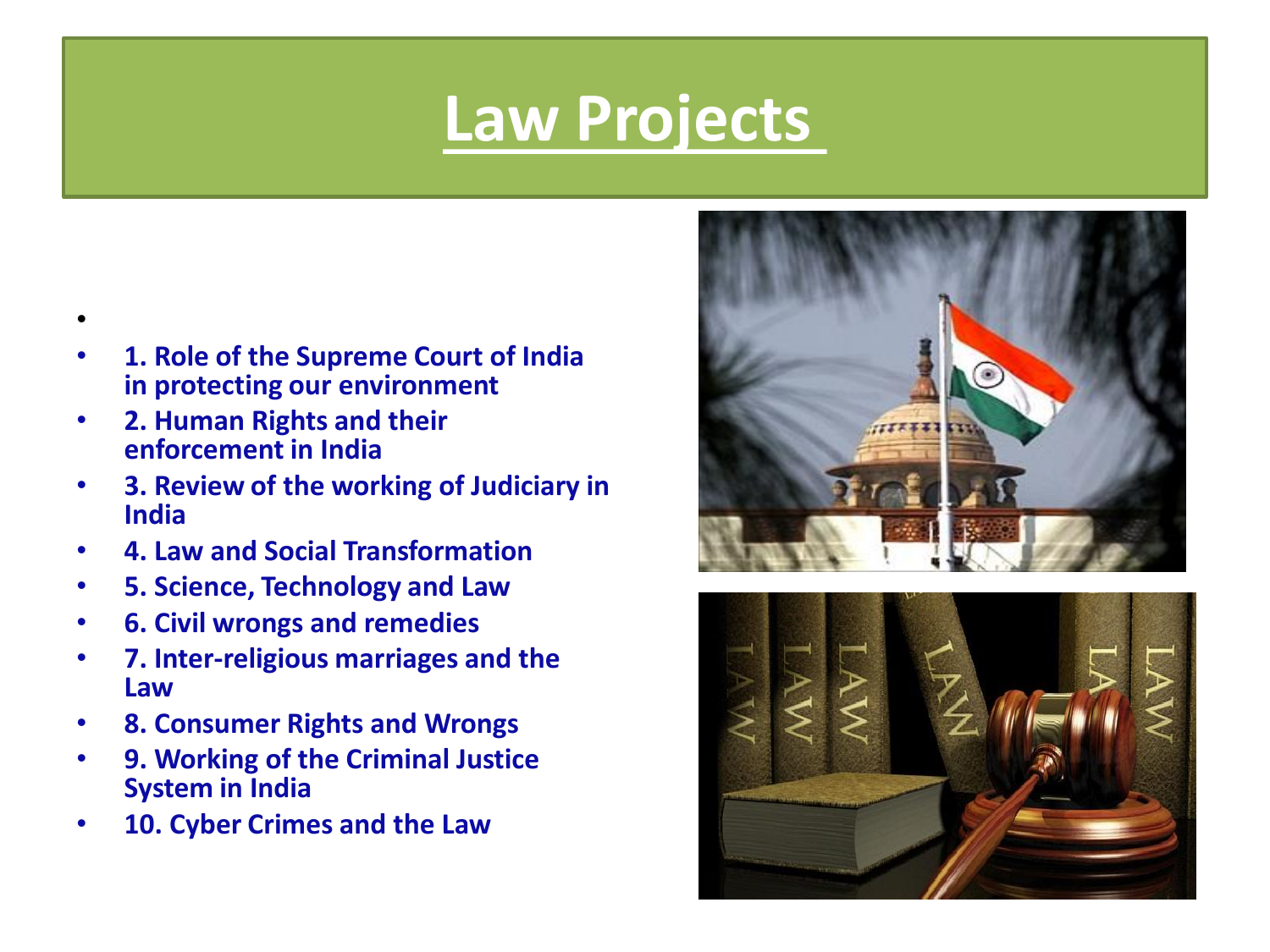# Law Projects

1. Role of the Supreme Court of India in protecting our environment
2. Human Rights and their enforcement in India
3. Review of the working of Judiciary in India
4. Law and Social Transformation
5. Science, Technology and Law
6. Civil wrongs and remedies
7. Inter-religious marriages and the Law
8. Consumer Rights and Wrongs
9. Working of the Criminal Justice System in India
10. Cyber Crimes and the Law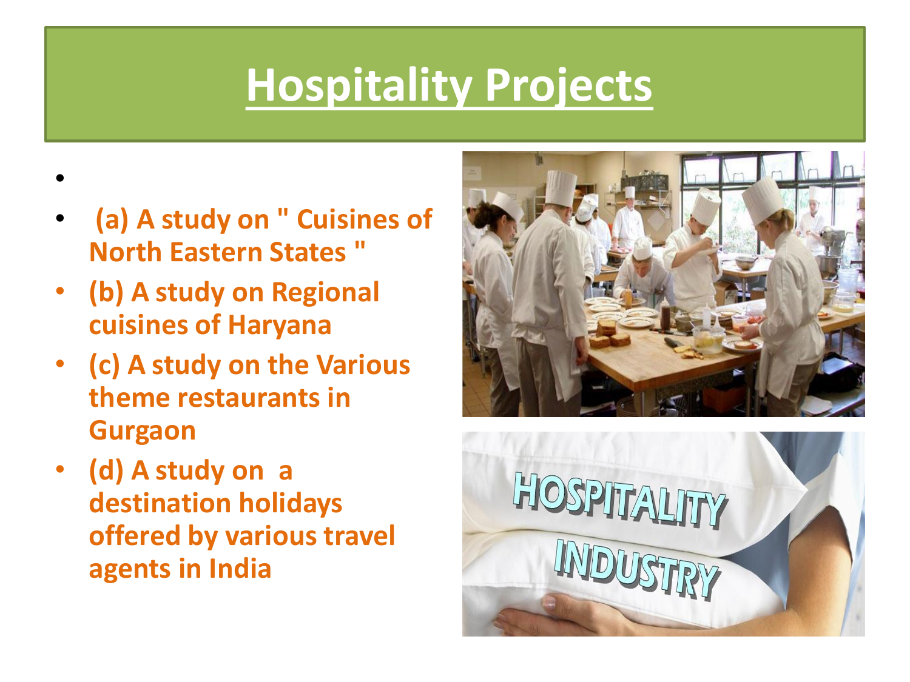# Hospitality Projects

- (a) A study on " Cuisines of North Eastern States "
- (b) A study on Regional cuisines of Haryana
- (c) A study on the Various theme restaurants in Gurgaon
- (d) A study on a destination holidays offered by various travel agents in India